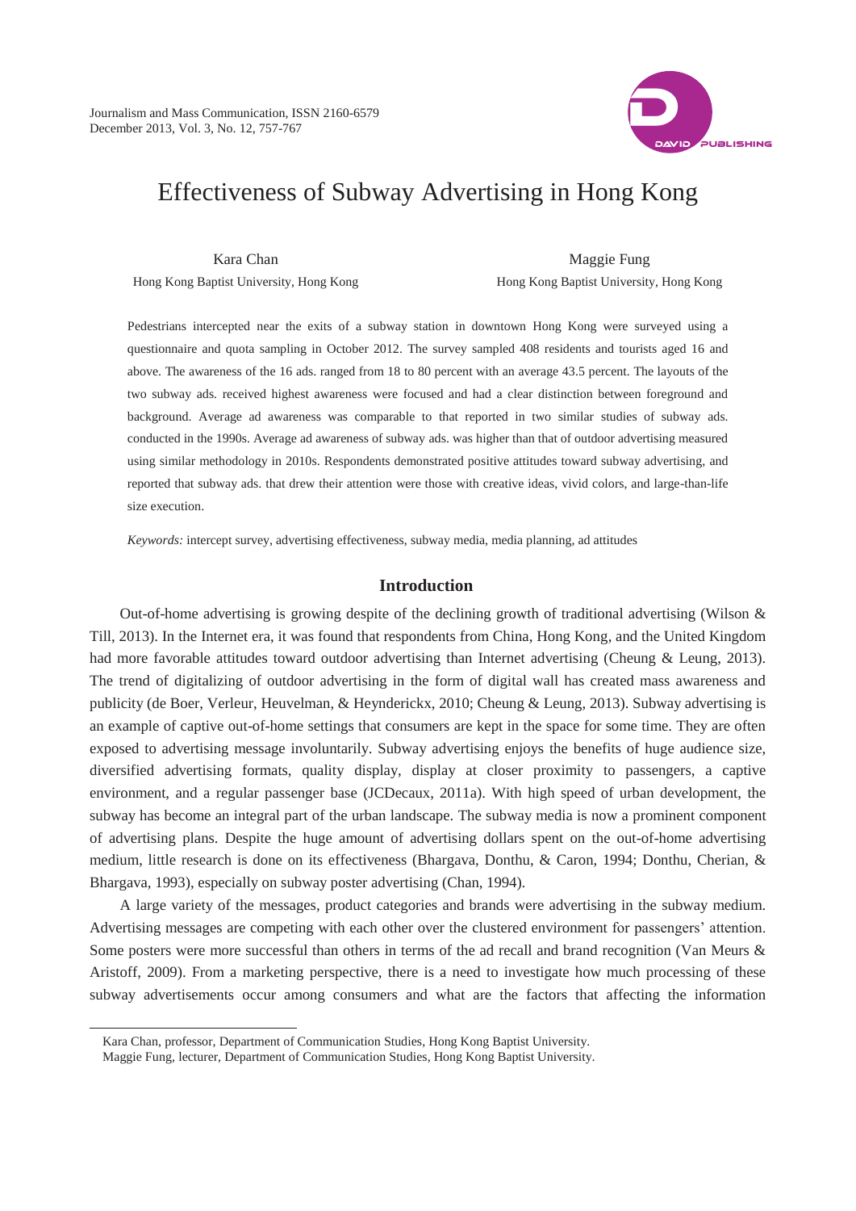# Effectiveness of Subway Advertising in Hong Kong

Kara Chan
Hong Kong Baptist University, Hong Kong

Maggie Fung
Hong Kong Baptist University, Hong Kong

Pedestrians intercepted near the exits of a subway station in downtown Hong Kong were surveyed using a questionnaire and quota sampling in October 2012. The survey sampled 408 residents and tourists aged 16 and above. The awareness of the 16 ads. ranged from 18 to 80 percent with an average 43.5 percent. The layouts of the two subway ads. received highest awareness were focused and had a clear distinction between foreground and background. Average ad awareness was comparable to that reported in two similar studies of subway ads. conducted in the 1990s. Average ad awareness of subway ads. was higher than that of outdoor advertising measured using similar methodology in 2010s. Respondents demonstrated positive attitudes toward subway advertising, and reported that subway ads. that drew their attention were those with creative ideas, vivid colors, and large-than-life size execution.

*Keywords:* intercept survey, advertising effectiveness, subway media, media planning, ad attitudes

## Introduction

Out-of-home advertising is growing despite of the declining growth of traditional advertising (Wilson & Till, 2013). In the Internet era, it was found that respondents from China, Hong Kong, and the United Kingdom had more favorable attitudes toward outdoor advertising than Internet advertising (Cheung & Leung, 2013). The trend of digitalizing of outdoor advertising in the form of digital wall has created mass awareness and publicity (de Boer, Verleur, Heuvelman, & Heynderickx, 2010; Cheung & Leung, 2013). Subway advertising is an example of captive out-of-home settings that consumers are kept in the space for some time. They are often exposed to advertising message involuntarily. Subway advertising enjoys the benefits of huge audience size, diversified advertising formats, quality display, display at closer proximity to passengers, a captive environment, and a regular passenger base (JCDecaux, 2011a). With high speed of urban development, the subway has become an integral part of the urban landscape. The subway media is now a prominent component of advertising plans. Despite the huge amount of advertising dollars spent on the out-of-home advertising medium, little research is done on its effectiveness (Bhargava, Donthu, & Caron, 1994; Donthu, Cherian, & Bhargava, 1993), especially on subway poster advertising (Chan, 1994).

A large variety of the messages, product categories and brands were advertising in the subway medium. Advertising messages are competing with each other over the clustered environment for passengers' attention. Some posters were more successful than others in terms of the ad recall and brand recognition (Van Meurs & Aristoff, 2009). From a marketing perspective, there is a need to investigate how much processing of these subway advertisements occur among consumers and what are the factors that affecting the information

---

Kara Chan, professor, Department of Communication Studies, Hong Kong Baptist University.
Maggie Fung, lecturer, Department of Communication Studies, Hong Kong Baptist University.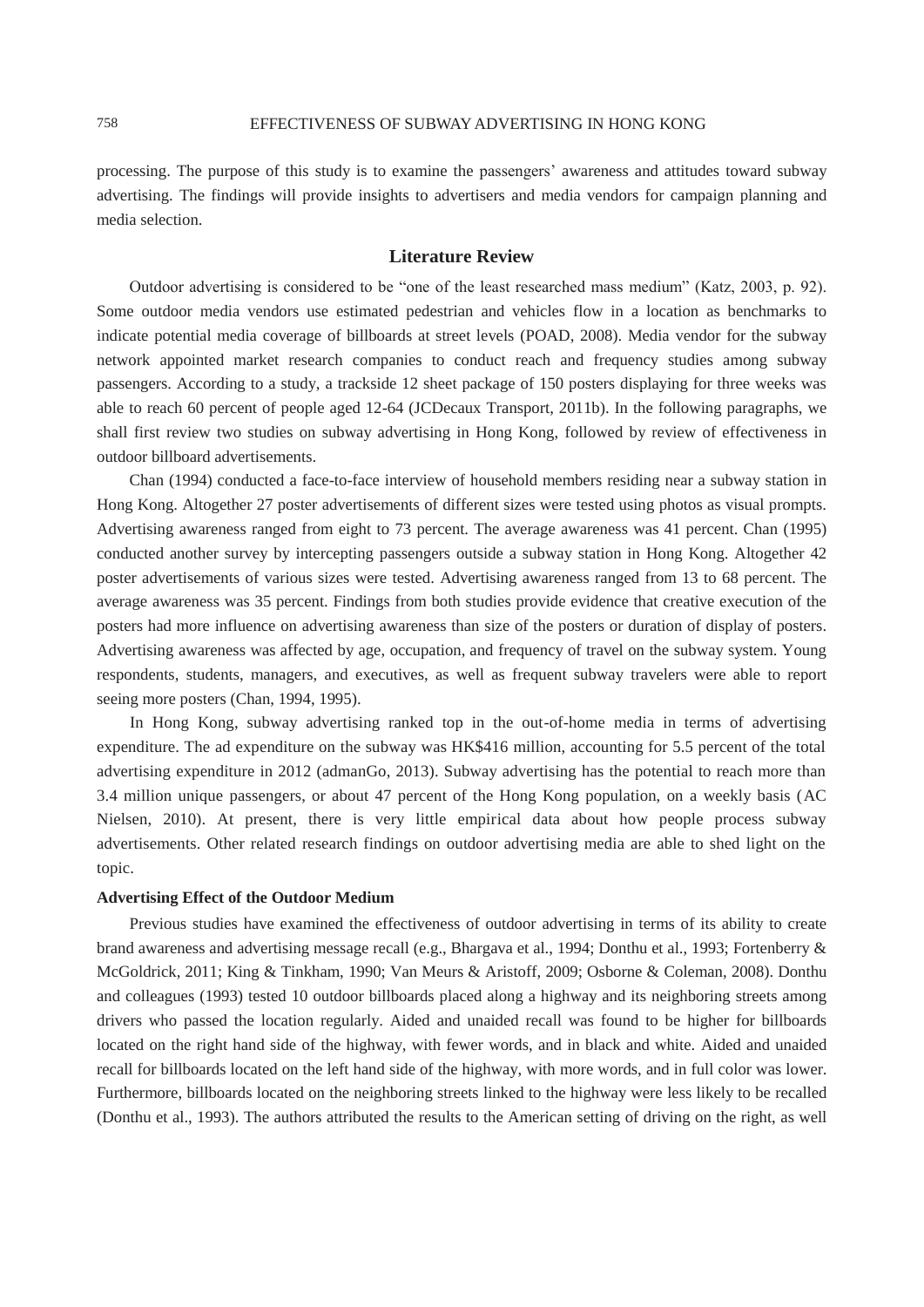processing. The purpose of this study is to examine the passengers' awareness and attitudes toward subway advertising. The findings will provide insights to advertisers and media vendors for campaign planning and media selection.

## Literature Review

Outdoor advertising is considered to be "one of the least researched mass medium" (Katz, 2003, p. 92). Some outdoor media vendors use estimated pedestrian and vehicles flow in a location as benchmarks to indicate potential media coverage of billboards at street levels (POAD, 2008). Media vendor for the subway network appointed market research companies to conduct reach and frequency studies among subway passengers. According to a study, a trackside 12 sheet package of 150 posters displaying for three weeks was able to reach 60 percent of people aged 12-64 (JCDecaux Transport, 2011b). In the following paragraphs, we shall first review two studies on subway advertising in Hong Kong, followed by review of effectiveness in outdoor billboard advertisements.

Chan (1994) conducted a face-to-face interview of household members residing near a subway station in Hong Kong. Altogether 27 poster advertisements of different sizes were tested using photos as visual prompts. Advertising awareness ranged from eight to 73 percent. The average awareness was 41 percent. Chan (1995) conducted another survey by intercepting passengers outside a subway station in Hong Kong. Altogether 42 poster advertisements of various sizes were tested. Advertising awareness ranged from 13 to 68 percent. The average awareness was 35 percent. Findings from both studies provide evidence that creative execution of the posters had more influence on advertising awareness than size of the posters or duration of display of posters. Advertising awareness was affected by age, occupation, and frequency of travel on the subway system. Young respondents, students, managers, and executives, as well as frequent subway travelers were able to report seeing more posters (Chan, 1994, 1995).

In Hong Kong, subway advertising ranked top in the out-of-home media in terms of advertising expenditure. The ad expenditure on the subway was HK$416 million, accounting for 5.5 percent of the total advertising expenditure in 2012 (admanGo, 2013). Subway advertising has the potential to reach more than 3.4 million unique passengers, or about 47 percent of the Hong Kong population, on a weekly basis (AC Nielsen, 2010). At present, there is very little empirical data about how people process subway advertisements. Other related research findings on outdoor advertising media are able to shed light on the topic.

### Advertising Effect of the Outdoor Medium

Previous studies have examined the effectiveness of outdoor advertising in terms of its ability to create brand awareness and advertising message recall (e.g., Bhargava et al., 1994; Donthu et al., 1993; Fortenberry & McGoldrick, 2011; King & Tinkham, 1990; Van Meurs & Aristoff, 2009; Osborne & Coleman, 2008). Donthu and colleagues (1993) tested 10 outdoor billboards placed along a highway and its neighboring streets among drivers who passed the location regularly. Aided and unaided recall was found to be higher for billboards located on the right hand side of the highway, with fewer words, and in black and white. Aided and unaided recall for billboards located on the left hand side of the highway, with more words, and in full color was lower. Furthermore, billboards located on the neighboring streets linked to the highway were less likely to be recalled (Donthu et al., 1993). The authors attributed the results to the American setting of driving on the right, as well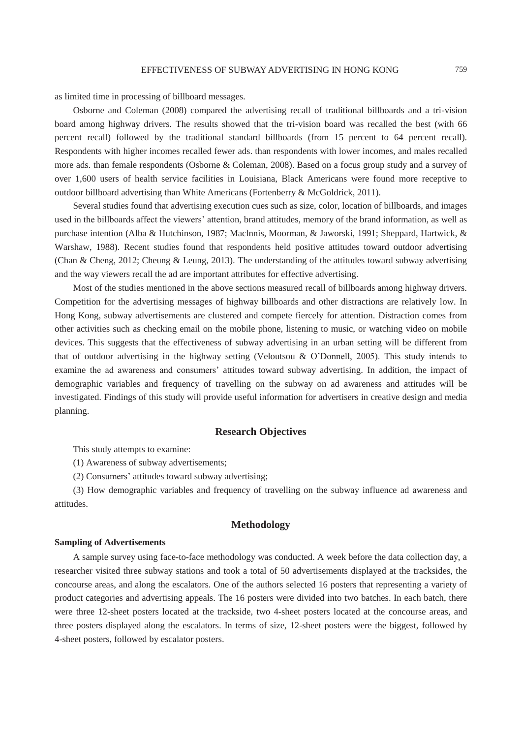as limited time in processing of billboard messages.

Osborne and Coleman (2008) compared the advertising recall of traditional billboards and a tri-vision board among highway drivers. The results showed that the tri-vision board was recalled the best (with 66 percent recall) followed by the traditional standard billboards (from 15 percent to 64 percent recall). Respondents with higher incomes recalled fewer ads. than respondents with lower incomes, and males recalled more ads. than female respondents (Osborne & Coleman, 2008). Based on a focus group study and a survey of over 1,600 users of health service facilities in Louisiana, Black Americans were found more receptive to outdoor billboard advertising than White Americans (Fortenberry & McGoldrick, 2011).

Several studies found that advertising execution cues such as size, color, location of billboards, and images used in the billboards affect the viewers' attention, brand attitudes, memory of the brand information, as well as purchase intention (Alba & Hutchinson, 1987; Maclnnis, Moorman, & Jaworski, 1991; Sheppard, Hartwick, & Warshaw, 1988). Recent studies found that respondents held positive attitudes toward outdoor advertising (Chan & Cheng, 2012; Cheung & Leung, 2013). The understanding of the attitudes toward subway advertising and the way viewers recall the ad are important attributes for effective advertising.

Most of the studies mentioned in the above sections measured recall of billboards among highway drivers. Competition for the advertising messages of highway billboards and other distractions are relatively low. In Hong Kong, subway advertisements are clustered and compete fiercely for attention. Distraction comes from other activities such as checking email on the mobile phone, listening to music, or watching video on mobile devices. This suggests that the effectiveness of subway advertising in an urban setting will be different from that of outdoor advertising in the highway setting (Veloutsou & O'Donnell, 2005). This study intends to examine the ad awareness and consumers' attitudes toward subway advertising. In addition, the impact of demographic variables and frequency of travelling on the subway on ad awareness and attitudes will be investigated. Findings of this study will provide useful information for advertisers in creative design and media planning.

## Research Objectives

This study attempts to examine:

(1) Awareness of subway advertisements;

(2) Consumers' attitudes toward subway advertising;

(3) How demographic variables and frequency of travelling on the subway influence ad awareness and attitudes.

## Methodology

### Sampling of Advertisements

A sample survey using face-to-face methodology was conducted. A week before the data collection day, a researcher visited three subway stations and took a total of 50 advertisements displayed at the tracksides, the concourse areas, and along the escalators. One of the authors selected 16 posters that representing a variety of product categories and advertising appeals. The 16 posters were divided into two batches. In each batch, there were three 12-sheet posters located at the trackside, two 4-sheet posters located at the concourse areas, and three posters displayed along the escalators. In terms of size, 12-sheet posters were the biggest, followed by 4-sheet posters, followed by escalator posters.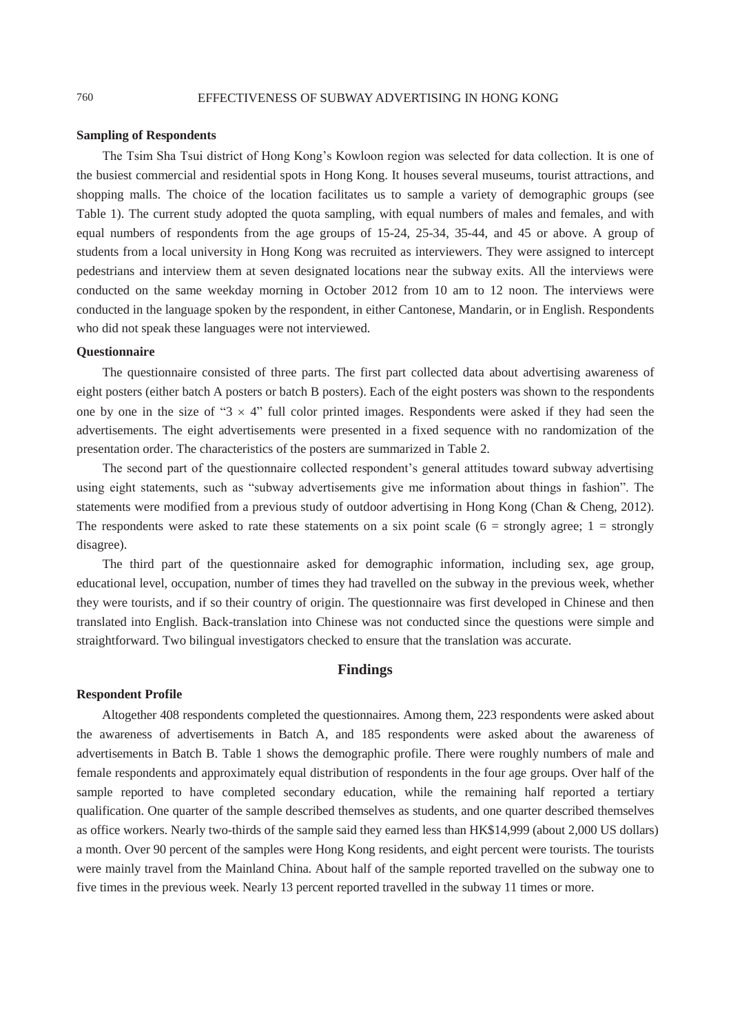### Sampling of Respondents

The Tsim Sha Tsui district of Hong Kong's Kowloon region was selected for data collection. It is one of the busiest commercial and residential spots in Hong Kong. It houses several museums, tourist attractions, and shopping malls. The choice of the location facilitates us to sample a variety of demographic groups (see Table 1). The current study adopted the quota sampling, with equal numbers of males and females, and with equal numbers of respondents from the age groups of 15-24, 25-34, 35-44, and 45 or above. A group of students from a local university in Hong Kong was recruited as interviewers. They were assigned to intercept pedestrians and interview them at seven designated locations near the subway exits. All the interviews were conducted on the same weekday morning in October 2012 from 10 am to 12 noon. The interviews were conducted in the language spoken by the respondent, in either Cantonese, Mandarin, or in English. Respondents who did not speak these languages were not interviewed.

### Questionnaire

The questionnaire consisted of three parts. The first part collected data about advertising awareness of eight posters (either batch A posters or batch B posters). Each of the eight posters was shown to the respondents one by one in the size of "$3 \times 4$" full color printed images. Respondents were asked if they had seen the advertisements. The eight advertisements were presented in a fixed sequence with no randomization of the presentation order. The characteristics of the posters are summarized in Table 2.

The second part of the questionnaire collected respondent's general attitudes toward subway advertising using eight statements, such as "subway advertisements give me information about things in fashion". The statements were modified from a previous study of outdoor advertising in Hong Kong (Chan & Cheng, 2012). The respondents were asked to rate these statements on a six point scale (6 = strongly agree; 1 = strongly disagree).

The third part of the questionnaire asked for demographic information, including sex, age group, educational level, occupation, number of times they had travelled on the subway in the previous week, whether they were tourists, and if so their country of origin. The questionnaire was first developed in Chinese and then translated into English. Back-translation into Chinese was not conducted since the questions were simple and straightforward. Two bilingual investigators checked to ensure that the translation was accurate.

## Findings

### Respondent Profile

Altogether 408 respondents completed the questionnaires. Among them, 223 respondents were asked about the awareness of advertisements in Batch A, and 185 respondents were asked about the awareness of advertisements in Batch B. Table 1 shows the demographic profile. There were roughly numbers of male and female respondents and approximately equal distribution of respondents in the four age groups. Over half of the sample reported to have completed secondary education, while the remaining half reported a tertiary qualification. One quarter of the sample described themselves as students, and one quarter described themselves as office workers. Nearly two-thirds of the sample said they earned less than HK$14,999 (about 2,000 US dollars) a month. Over 90 percent of the samples were Hong Kong residents, and eight percent were tourists. The tourists were mainly travel from the Mainland China. About half of the sample reported travelled on the subway one to five times in the previous week. Nearly 13 percent reported travelled in the subway 11 times or more.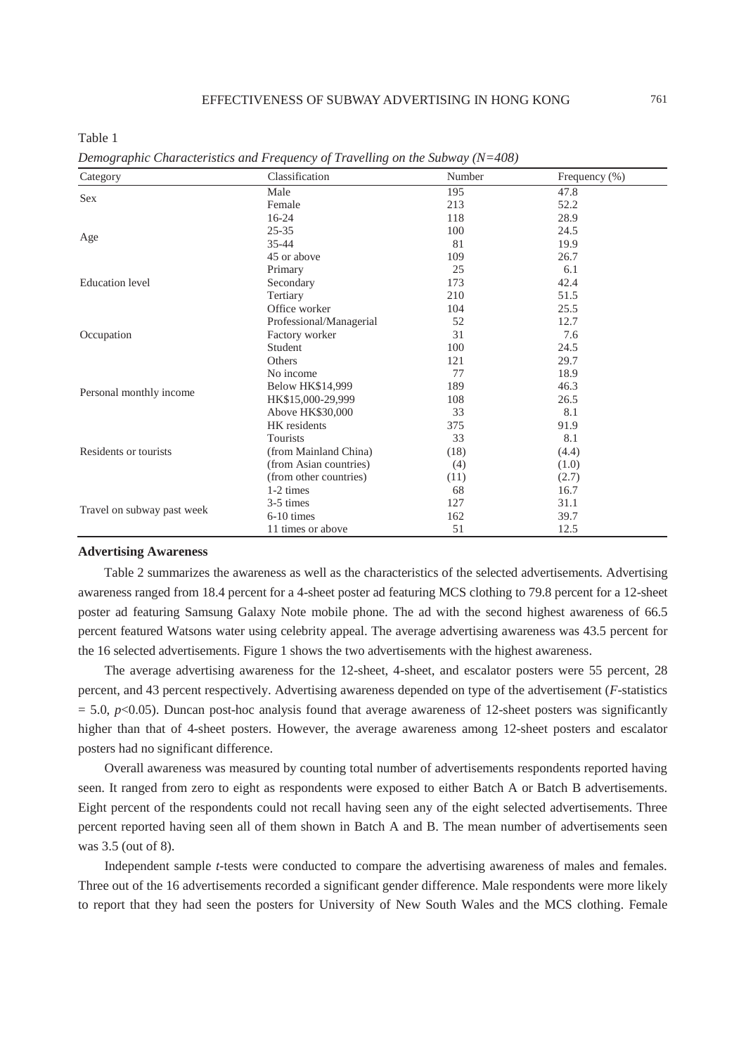Table 1

*Demographic Characteristics and Frequency of Travelling on the Subway (N=408)*

| Category | Classification | Number | Frequency (%) |
|---|---|---|---|
| Sex | Male | 195 | 47.8 |
| | Female | 213 | 52.2 |
| Age | 16-24 | 118 | 28.9 |
| | 25-35 | 100 | 24.5 |
| | 35-44 | 81 | 19.9 |
| | 45 or above | 109 | 26.7 |
| Education level | Primary | 25 | 6.1 |
| | Secondary | 173 | 42.4 |
| | Tertiary | 210 | 51.5 |
| Occupation | Office worker | 104 | 25.5 |
| | Professional/Managerial | 52 | 12.7 |
| | Factory worker | 31 | 7.6 |
| | Student | 100 | 24.5 |
| | Others | 121 | 29.7 |
| Personal monthly income | No income | 77 | 18.9 |
| | Below HK$14,999 | 189 | 46.3 |
| | HK$15,000-29,999 | 108 | 26.5 |
| | Above HK$30,000 | 33 | 8.1 |
| Residents or tourists | HK residents | 375 | 91.9 |
| | Tourists | 33 | 8.1 |
| | (from Mainland China) | (18) | (4.4) |
| | (from Asian countries) | (4) | (1.0) |
| | (from other countries) | (11) | (2.7) |
| Travel on subway past week | 1-2 times | 68 | 16.7 |
| | 3-5 times | 127 | 31.1 |
| | 6-10 times | 162 | 39.7 |
| | 11 times or above | 51 | 12.5 |

**Advertising Awareness**

Table 2 summarizes the awareness as well as the characteristics of the selected advertisements. Advertising awareness ranged from 18.4 percent for a 4-sheet poster ad featuring MCS clothing to 79.8 percent for a 12-sheet poster ad featuring Samsung Galaxy Note mobile phone. The ad with the second highest awareness of 66.5 percent featured Watsons water using celebrity appeal. The average advertising awareness was 43.5 percent for the 16 selected advertisements. Figure 1 shows the two advertisements with the highest awareness.

The average advertising awareness for the 12-sheet, 4-sheet, and escalator posters were 55 percent, 28 percent, and 43 percent respectively. Advertising awareness depended on type of the advertisement (*F*-statistics = 5.0, $p<0.05$). Duncan post-hoc analysis found that average awareness of 12-sheet posters was significantly higher than that of 4-sheet posters. However, the average awareness among 12-sheet posters and escalator posters had no significant difference.

Overall awareness was measured by counting total number of advertisements respondents reported having seen. It ranged from zero to eight as respondents were exposed to either Batch A or Batch B advertisements. Eight percent of the respondents could not recall having seen any of the eight selected advertisements. Three percent reported having seen all of them shown in Batch A and B. The mean number of advertisements seen was 3.5 (out of 8).

Independent sample *t*-tests were conducted to compare the advertising awareness of males and females. Three out of the 16 advertisements recorded a significant gender difference. Male respondents were more likely to report that they had seen the posters for University of New South Wales and the MCS clothing. Female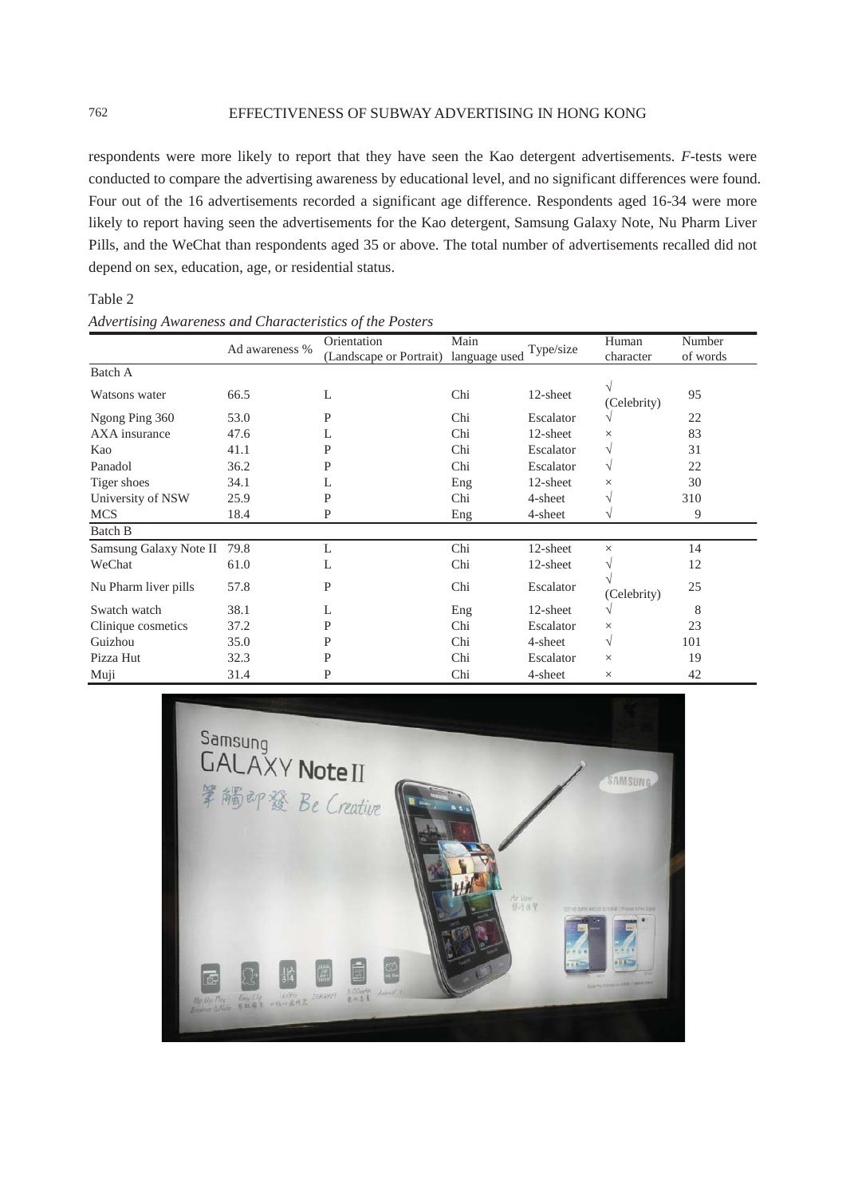respondents were more likely to report that they have seen the Kao detergent advertisements. *F*-tests were conducted to compare the advertising awareness by educational level, and no significant differences were found. Four out of the 16 advertisements recorded a significant age difference. Respondents aged 16-34 were more likely to report having seen the advertisements for the Kao detergent, Samsung Galaxy Note, Nu Pharm Liver Pills, and the WeChat than respondents aged 35 or above. The total number of advertisements recalled did not depend on sex, education, age, or residential status.

Table 2

*Advertising Awareness and Characteristics of the Posters*

| | Ad awareness % | Orientation (Landscape or Portrait) | Main language used | Type/size | Human character | Number of words |
|---|---|---|---|---|---|---|
| Batch A | | | | | | |
| Watsons water | 66.5 | L | Chi | 12-sheet | √ (Celebrity) | 95 |
| Ngong Ping 360 | 53.0 | P | Chi | Escalator | √ | 22 |
| AXA insurance | 47.6 | L | Chi | 12-sheet | × | 83 |
| Kao | 41.1 | P | Chi | Escalator | √ | 31 |
| Panadol | 36.2 | P | Chi | Escalator | √ | 22 |
| Tiger shoes | 34.1 | L | Eng | 12-sheet | × | 30 |
| University of NSW | 25.9 | P | Chi | 4-sheet | √ | 310 |
| MCS | 18.4 | P | Eng | 4-sheet | √ | 9 |
| Batch B | | | | | | |
| Samsung Galaxy Note II | 79.8 | L | Chi | 12-sheet | × | 14 |
| WeChat | 61.0 | L | Chi | 12-sheet | √ | 12 |
| Nu Pharm liver pills | 57.8 | P | Chi | Escalator | √ (Celebrity) | 25 |
| Swatch watch | 38.1 | L | Eng | 12-sheet | √ | 8 |
| Clinique cosmetics | 37.2 | P | Chi | Escalator | × | 23 |
| Guizhou | 35.0 | P | Chi | 4-sheet | √ | 101 |
| Pizza Hut | 32.3 | P | Chi | Escalator | × | 19 |
| Muji | 31.4 | P | Chi | 4-sheet | × | 42 |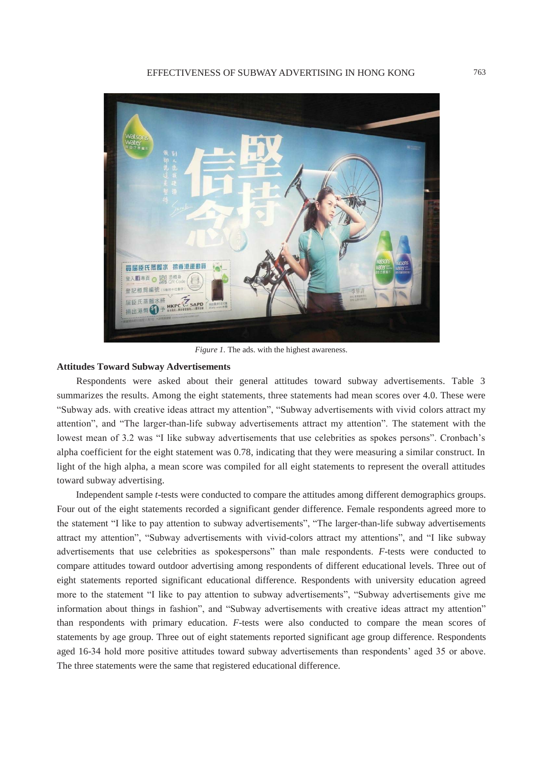*Figure 1.* The ads. with the highest awareness.

**Attitudes Toward Subway Advertisements**

Respondents were asked about their general attitudes toward subway advertisements. Table 3 summarizes the results. Among the eight statements, three statements had mean scores over 4.0. These were "Subway ads. with creative ideas attract my attention", "Subway advertisements with vivid colors attract my attention", and "The larger-than-life subway advertisements attract my attention". The statement with the lowest mean of 3.2 was "I like subway advertisements that use celebrities as spokes persons". Cronbach's alpha coefficient for the eight statement was 0.78, indicating that they were measuring a similar construct. In light of the high alpha, a mean score was compiled for all eight statements to represent the overall attitudes toward subway advertising.

Independent sample *t*-tests were conducted to compare the attitudes among different demographics groups. Four out of the eight statements recorded a significant gender difference. Female respondents agreed more to the statement "I like to pay attention to subway advertisements", "The larger-than-life subway advertisements attract my attention", "Subway advertisements with vivid-colors attract my attentions", and "I like subway advertisements that use celebrities as spokespersons" than male respondents. *F*-tests were conducted to compare attitudes toward outdoor advertising among respondents of different educational levels. Three out of eight statements reported significant educational difference. Respondents with university education agreed more to the statement "I like to pay attention to subway advertisements", "Subway advertisements give me information about things in fashion", and "Subway advertisements with creative ideas attract my attention" than respondents with primary education. *F*-tests were also conducted to compare the mean scores of statements by age group. Three out of eight statements reported significant age group difference. Respondents aged 16-34 hold more positive attitudes toward subway advertisements than respondents' aged 35 or above. The three statements were the same that registered educational difference.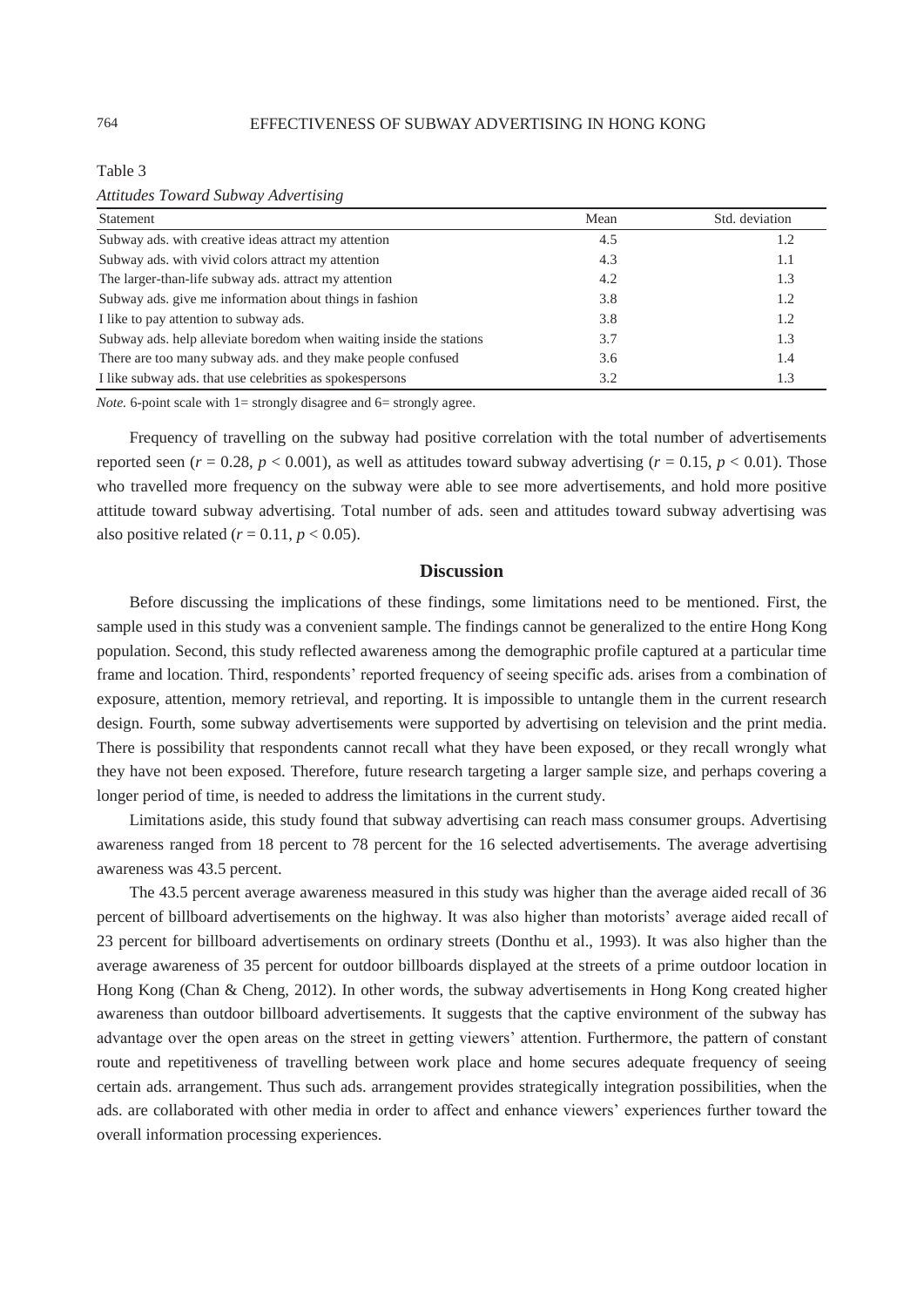Table 3

*Attitudes Toward Subway Advertising*

| Statement | Mean | Std. deviation |
|---|---|---|
| Subway ads. with creative ideas attract my attention | 4.5 | 1.2 |
| Subway ads. with vivid colors attract my attention | 4.3 | 1.1 |
| The larger-than-life subway ads. attract my attention | 4.2 | 1.3 |
| Subway ads. give me information about things in fashion | 3.8 | 1.2 |
| I like to pay attention to subway ads. | 3.8 | 1.2 |
| Subway ads. help alleviate boredom when waiting inside the stations | 3.7 | 1.3 |
| There are too many subway ads. and they make people confused | 3.6 | 1.4 |
| I like subway ads. that use celebrities as spokespersons | 3.2 | 1.3 |

*Note.* 6-point scale with 1= strongly disagree and 6= strongly agree.

Frequency of travelling on the subway had positive correlation with the total number of advertisements reported seen ($r = 0.28$, $p < 0.001$), as well as attitudes toward subway advertising ($r = 0.15$, $p < 0.01$). Those who travelled more frequency on the subway were able to see more advertisements, and hold more positive attitude toward subway advertising. Total number of ads. seen and attitudes toward subway advertising was also positive related ($r = 0.11$, $p < 0.05$).

## Discussion

Before discussing the implications of these findings, some limitations need to be mentioned. First, the sample used in this study was a convenient sample. The findings cannot be generalized to the entire Hong Kong population. Second, this study reflected awareness among the demographic profile captured at a particular time frame and location. Third, respondents' reported frequency of seeing specific ads. arises from a combination of exposure, attention, memory retrieval, and reporting. It is impossible to untangle them in the current research design. Fourth, some subway advertisements were supported by advertising on television and the print media. There is possibility that respondents cannot recall what they have been exposed, or they recall wrongly what they have not been exposed. Therefore, future research targeting a larger sample size, and perhaps covering a longer period of time, is needed to address the limitations in the current study.

Limitations aside, this study found that subway advertising can reach mass consumer groups. Advertising awareness ranged from 18 percent to 78 percent for the 16 selected advertisements. The average advertising awareness was 43.5 percent.

The 43.5 percent average awareness measured in this study was higher than the average aided recall of 36 percent of billboard advertisements on the highway. It was also higher than motorists' average aided recall of 23 percent for billboard advertisements on ordinary streets (Donthu et al., 1993). It was also higher than the average awareness of 35 percent for outdoor billboards displayed at the streets of a prime outdoor location in Hong Kong (Chan & Cheng, 2012). In other words, the subway advertisements in Hong Kong created higher awareness than outdoor billboard advertisements. It suggests that the captive environment of the subway has advantage over the open areas on the street in getting viewers' attention. Furthermore, the pattern of constant route and repetitiveness of travelling between work place and home secures adequate frequency of seeing certain ads. arrangement. Thus such ads. arrangement provides strategically integration possibilities, when the ads. are collaborated with other media in order to affect and enhance viewers' experiences further toward the overall information processing experiences.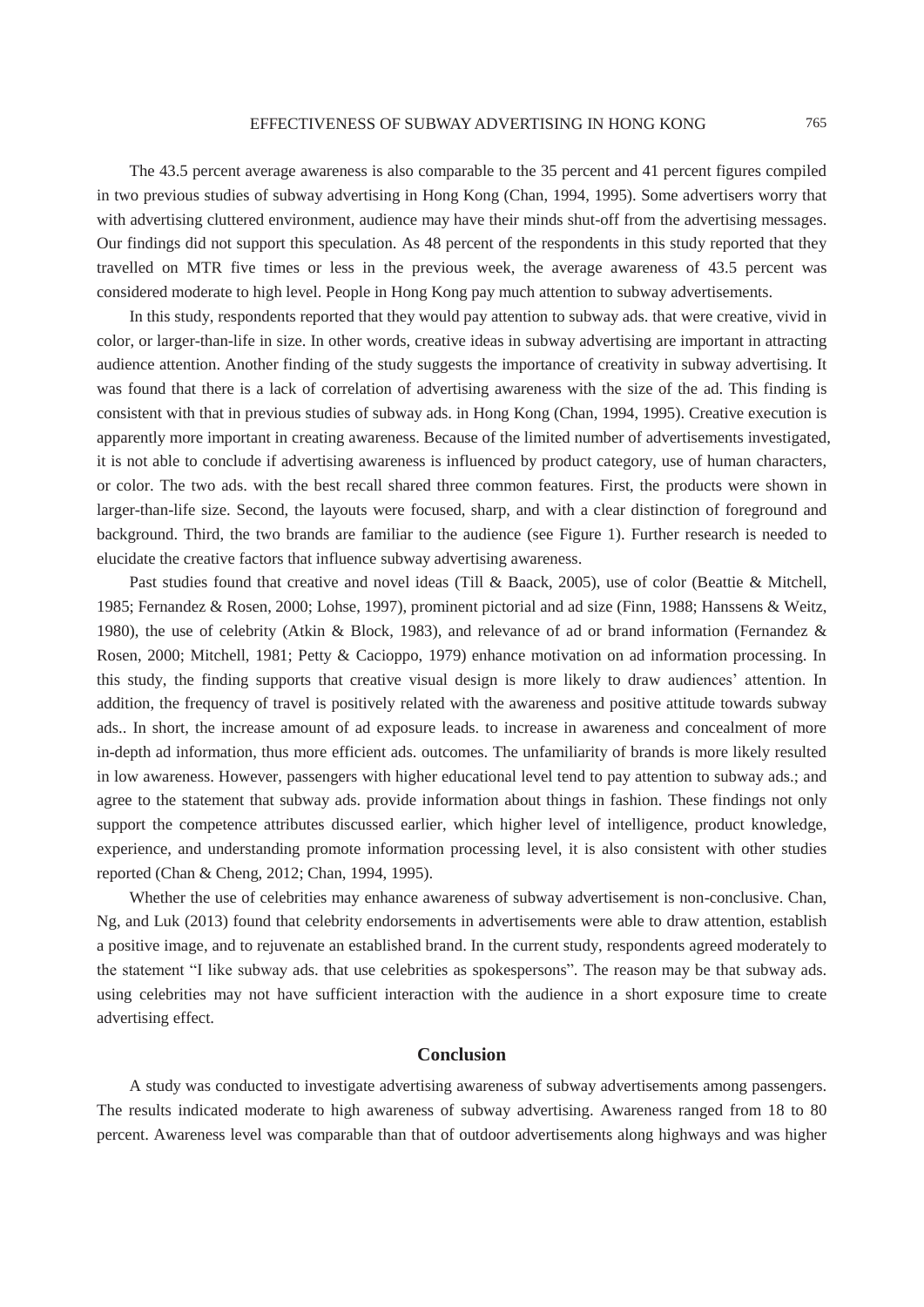The 43.5 percent average awareness is also comparable to the 35 percent and 41 percent figures compiled in two previous studies of subway advertising in Hong Kong (Chan, 1994, 1995). Some advertisers worry that with advertising cluttered environment, audience may have their minds shut-off from the advertising messages. Our findings did not support this speculation. As 48 percent of the respondents in this study reported that they travelled on MTR five times or less in the previous week, the average awareness of 43.5 percent was considered moderate to high level. People in Hong Kong pay much attention to subway advertisements.

In this study, respondents reported that they would pay attention to subway ads. that were creative, vivid in color, or larger-than-life in size. In other words, creative ideas in subway advertising are important in attracting audience attention. Another finding of the study suggests the importance of creativity in subway advertising. It was found that there is a lack of correlation of advertising awareness with the size of the ad. This finding is consistent with that in previous studies of subway ads. in Hong Kong (Chan, 1994, 1995). Creative execution is apparently more important in creating awareness. Because of the limited number of advertisements investigated, it is not able to conclude if advertising awareness is influenced by product category, use of human characters, or color. The two ads. with the best recall shared three common features. First, the products were shown in larger-than-life size. Second, the layouts were focused, sharp, and with a clear distinction of foreground and background. Third, the two brands are familiar to the audience (see Figure 1). Further research is needed to elucidate the creative factors that influence subway advertising awareness.

Past studies found that creative and novel ideas (Till & Baack, 2005), use of color (Beattie & Mitchell, 1985; Fernandez & Rosen, 2000; Lohse, 1997), prominent pictorial and ad size (Finn, 1988; Hanssens & Weitz, 1980), the use of celebrity (Atkin & Block, 1983), and relevance of ad or brand information (Fernandez & Rosen, 2000; Mitchell, 1981; Petty & Cacioppo, 1979) enhance motivation on ad information processing. In this study, the finding supports that creative visual design is more likely to draw audiences' attention. In addition, the frequency of travel is positively related with the awareness and positive attitude towards subway ads.. In short, the increase amount of ad exposure leads. to increase in awareness and concealment of more in-depth ad information, thus more efficient ads. outcomes. The unfamiliarity of brands is more likely resulted in low awareness. However, passengers with higher educational level tend to pay attention to subway ads.; and agree to the statement that subway ads. provide information about things in fashion. These findings not only support the competence attributes discussed earlier, which higher level of intelligence, product knowledge, experience, and understanding promote information processing level, it is also consistent with other studies reported (Chan & Cheng, 2012; Chan, 1994, 1995).

Whether the use of celebrities may enhance awareness of subway advertisement is non-conclusive. Chan, Ng, and Luk (2013) found that celebrity endorsements in advertisements were able to draw attention, establish a positive image, and to rejuvenate an established brand. In the current study, respondents agreed moderately to the statement "I like subway ads. that use celebrities as spokespersons". The reason may be that subway ads. using celebrities may not have sufficient interaction with the audience in a short exposure time to create advertising effect.

## Conclusion

A study was conducted to investigate advertising awareness of subway advertisements among passengers. The results indicated moderate to high awareness of subway advertising. Awareness ranged from 18 to 80 percent. Awareness level was comparable than that of outdoor advertisements along highways and was higher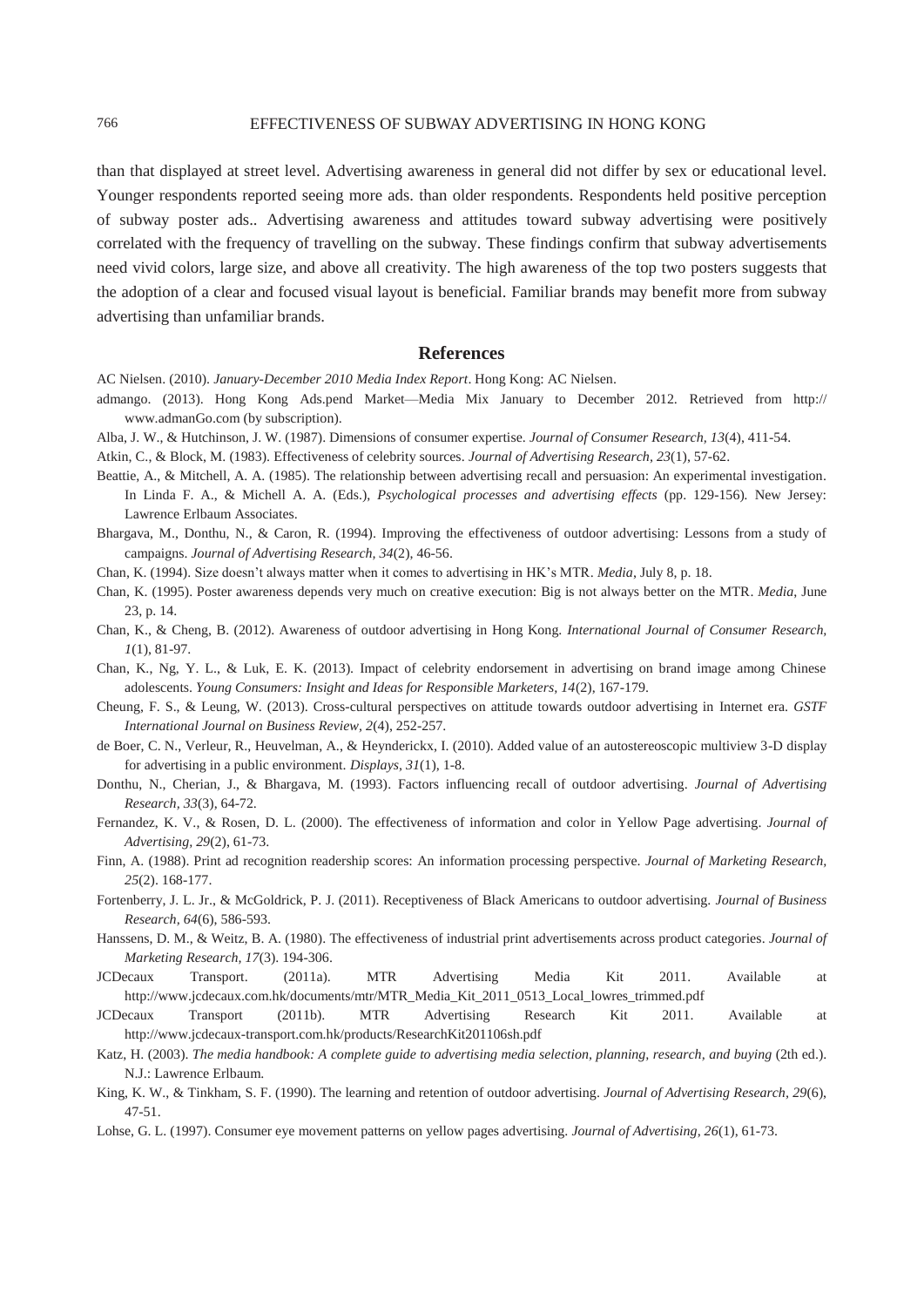than that displayed at street level. Advertising awareness in general did not differ by sex or educational level. Younger respondents reported seeing more ads. than older respondents. Respondents held positive perception of subway poster ads.. Advertising awareness and attitudes toward subway advertising were positively correlated with the frequency of travelling on the subway. These findings confirm that subway advertisements need vivid colors, large size, and above all creativity. The high awareness of the top two posters suggests that the adoption of a clear and focused visual layout is beneficial. Familiar brands may benefit more from subway advertising than unfamiliar brands.

## References

AC Nielsen. (2010). *January-December 2010 Media Index Report*. Hong Kong: AC Nielsen.

admango. (2013). Hong Kong Ads.pend Market—Media Mix January to December 2012. Retrieved from http:// www.admanGo.com (by subscription).

Alba, J. W., & Hutchinson, J. W. (1987). Dimensions of consumer expertise. *Journal of Consumer Research, 13*(4), 411-54.

Atkin, C., & Block, M. (1983). Effectiveness of celebrity sources. *Journal of Advertising Research, 23*(1), 57-62.

Beattie, A., & Mitchell, A. A. (1985). The relationship between advertising recall and persuasion: An experimental investigation. In Linda F. A., & Michell A. A. (Eds.), *Psychological processes and advertising effects* (pp. 129-156). New Jersey: Lawrence Erlbaum Associates.

Bhargava, M., Donthu, N., & Caron, R. (1994). Improving the effectiveness of outdoor advertising: Lessons from a study of campaigns. *Journal of Advertising Research, 34*(2), 46-56.

Chan, K. (1994). Size doesn't always matter when it comes to advertising in HK's MTR. *Media*, July 8, p. 18.

Chan, K. (1995). Poster awareness depends very much on creative execution: Big is not always better on the MTR. *Media*, June 23, p. 14.

Chan, K., & Cheng, B. (2012). Awareness of outdoor advertising in Hong Kong. *International Journal of Consumer Research, 1*(1), 81-97.

Chan, K., Ng, Y. L., & Luk, E. K. (2013). Impact of celebrity endorsement in advertising on brand image among Chinese adolescents. *Young Consumers: Insight and Ideas for Responsible Marketers, 14*(2), 167-179.

Cheung, F. S., & Leung, W. (2013). Cross-cultural perspectives on attitude towards outdoor advertising in Internet era. *GSTF International Journal on Business Review, 2*(4), 252-257.

de Boer, C. N., Verleur, R., Heuvelman, A., & Heynderickx, I. (2010). Added value of an autostereoscopic multiview 3-D display for advertising in a public environment. *Displays, 31*(1), 1-8.

Donthu, N., Cherian, J., & Bhargava, M. (1993). Factors influencing recall of outdoor advertising. *Journal of Advertising Research, 33*(3), 64-72.

Fernandez, K. V., & Rosen, D. L. (2000). The effectiveness of information and color in Yellow Page advertising. *Journal of Advertising, 29*(2), 61-73.

Finn, A. (1988). Print ad recognition readership scores: An information processing perspective. *Journal of Marketing Research, 25*(2). 168-177.

Fortenberry, J. L. Jr., & McGoldrick, P. J. (2011). Receptiveness of Black Americans to outdoor advertising. *Journal of Business Research, 64*(6), 586-593.

Hanssens, D. M., & Weitz, B. A. (1980). The effectiveness of industrial print advertisements across product categories. *Journal of Marketing Research, 17*(3). 194-306.

JCDecaux Transport. (2011a). MTR Advertising Media Kit 2011. Available at http://www.jcdecaux.com.hk/documents/mtr/MTR_Media_Kit_2011_0513_Local_lowres_trimmed.pdf

JCDecaux Transport (2011b). MTR Advertising Research Kit 2011. Available at http://www.jcdecaux-transport.com.hk/products/ResearchKit201106sh.pdf

Katz, H. (2003). *The media handbook: A complete guide to advertising media selection, planning, research, and buying* (2th ed.). N.J.: Lawrence Erlbaum.

King, K. W., & Tinkham, S. F. (1990). The learning and retention of outdoor advertising. *Journal of Advertising Research, 29*(6), 47-51.

Lohse, G. L. (1997). Consumer eye movement patterns on yellow pages advertising. *Journal of Advertising, 26*(1), 61-73.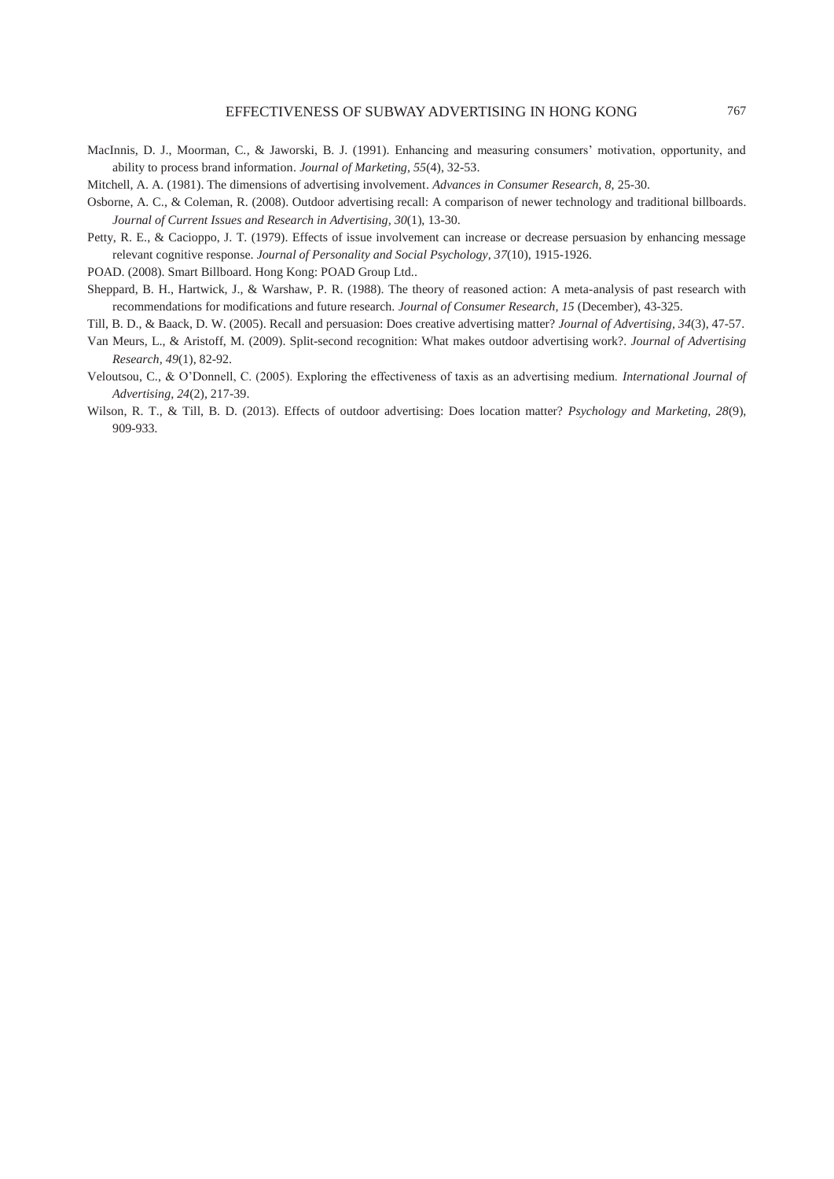MacInnis, D. J., Moorman, C., & Jaworski, B. J. (1991). Enhancing and measuring consumers' motivation, opportunity, and ability to process brand information. *Journal of Marketing, 55*(4), 32-53.

Mitchell, A. A. (1981). The dimensions of advertising involvement. *Advances in Consumer Research, 8*, 25-30.

Osborne, A. C., & Coleman, R. (2008). Outdoor advertising recall: A comparison of newer technology and traditional billboards. *Journal of Current Issues and Research in Advertising, 30*(1), 13-30.

Petty, R. E., & Cacioppo, J. T. (1979). Effects of issue involvement can increase or decrease persuasion by enhancing message relevant cognitive response. *Journal of Personality and Social Psychology, 37*(10), 1915-1926.

POAD. (2008). Smart Billboard. Hong Kong: POAD Group Ltd..

Sheppard, B. H., Hartwick, J., & Warshaw, P. R. (1988). The theory of reasoned action: A meta-analysis of past research with recommendations for modifications and future research. *Journal of Consumer Research, 15* (December), 43-325.

Till, B. D., & Baack, D. W. (2005). Recall and persuasion: Does creative advertising matter? *Journal of Advertising, 34*(3), 47-57.

Van Meurs, L., & Aristoff, M. (2009). Split-second recognition: What makes outdoor advertising work?. *Journal of Advertising Research, 49*(1), 82-92.

Veloutsou, C., & O'Donnell, C. (2005). Exploring the effectiveness of taxis as an advertising medium. *International Journal of Advertising, 24*(2), 217-39.

Wilson, R. T., & Till, B. D. (2013). Effects of outdoor advertising: Does location matter? *Psychology and Marketing, 28*(9), 909-933.